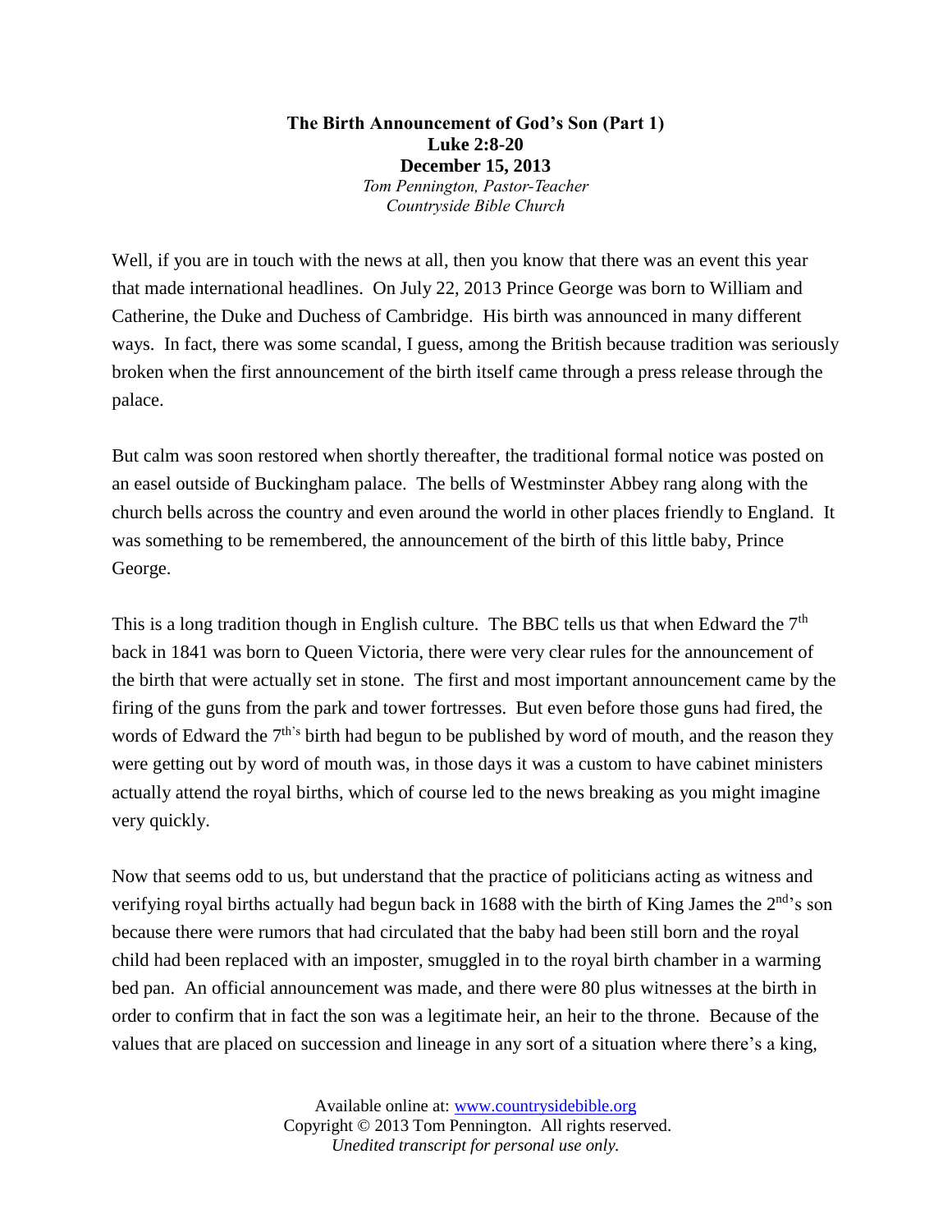**The Birth Announcement of God's Son (Part 1)**
**Luke 2:8-20**
**December 15, 2013**
*Tom Pennington, Pastor-Teacher*
*Countryside Bible Church*

Well, if you are in touch with the news at all, then you know that there was an event this year that made international headlines. On July 22, 2013 Prince George was born to William and Catherine, the Duke and Duchess of Cambridge. His birth was announced in many different ways. In fact, there was some scandal, I guess, among the British because tradition was seriously broken when the first announcement of the birth itself came through a press release through the palace.

But calm was soon restored when shortly thereafter, the traditional formal notice was posted on an easel outside of Buckingham palace. The bells of Westminster Abbey rang along with the church bells across the country and even around the world in other places friendly to England. It was something to be remembered, the announcement of the birth of this little baby, Prince George.

This is a long tradition though in English culture. The BBC tells us that when Edward the 7th back in 1841 was born to Queen Victoria, there were very clear rules for the announcement of the birth that were actually set in stone. The first and most important announcement came by the firing of the guns from the park and tower fortresses. But even before those guns had fired, the words of Edward the 7th's birth had begun to be published by word of mouth, and the reason they were getting out by word of mouth was, in those days it was a custom to have cabinet ministers actually attend the royal births, which of course led to the news breaking as you might imagine very quickly.

Now that seems odd to us, but understand that the practice of politicians acting as witness and verifying royal births actually had begun back in 1688 with the birth of King James the 2nd's son because there were rumors that had circulated that the baby had been still born and the royal child had been replaced with an imposter, smuggled in to the royal birth chamber in a warming bed pan. An official announcement was made, and there were 80 plus witnesses at the birth in order to confirm that in fact the son was a legitimate heir, an heir to the throne. Because of the values that are placed on succession and lineage in any sort of a situation where there's a king,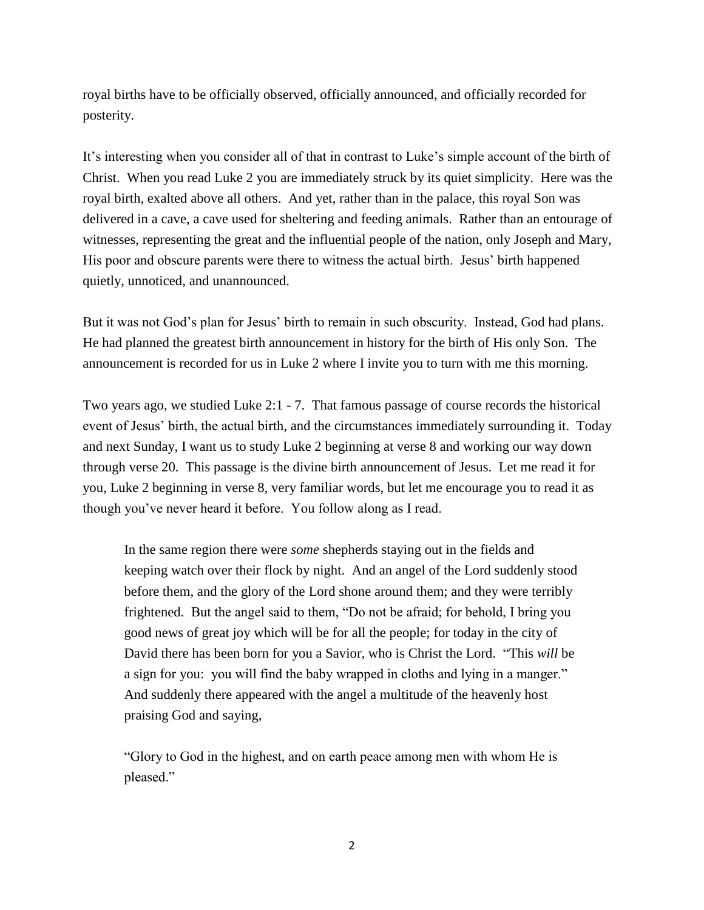royal births have to be officially observed, officially announced, and officially recorded for posterity.

It's interesting when you consider all of that in contrast to Luke's simple account of the birth of Christ. When you read Luke 2 you are immediately struck by its quiet simplicity. Here was the royal birth, exalted above all others. And yet, rather than in the palace, this royal Son was delivered in a cave, a cave used for sheltering and feeding animals. Rather than an entourage of witnesses, representing the great and the influential people of the nation, only Joseph and Mary, His poor and obscure parents were there to witness the actual birth. Jesus' birth happened quietly, unnoticed, and unannounced.

But it was not God's plan for Jesus' birth to remain in such obscurity. Instead, God had plans. He had planned the greatest birth announcement in history for the birth of His only Son. The announcement is recorded for us in Luke 2 where I invite you to turn with me this morning.

Two years ago, we studied Luke 2:1 - 7. That famous passage of course records the historical event of Jesus' birth, the actual birth, and the circumstances immediately surrounding it. Today and next Sunday, I want us to study Luke 2 beginning at verse 8 and working our way down through verse 20. This passage is the divine birth announcement of Jesus. Let me read it for you, Luke 2 beginning in verse 8, very familiar words, but let me encourage you to read it as though you've never heard it before. You follow along as I read.

> In the same region there were *some* shepherds staying out in the fields and keeping watch over their flock by night. And an angel of the Lord suddenly stood before them, and the glory of the Lord shone around them; and they were terribly frightened. But the angel said to them, "Do not be afraid; for behold, I bring you good news of great joy which will be for all the people; for today in the city of David there has been born for you a Savior, who is Christ the Lord. "This *will* be a sign for you: you will find the baby wrapped in cloths and lying in a manger." And suddenly there appeared with the angel a multitude of the heavenly host praising God and saying,
>
> "Glory to God in the highest, and on earth peace among men with whom He is pleased."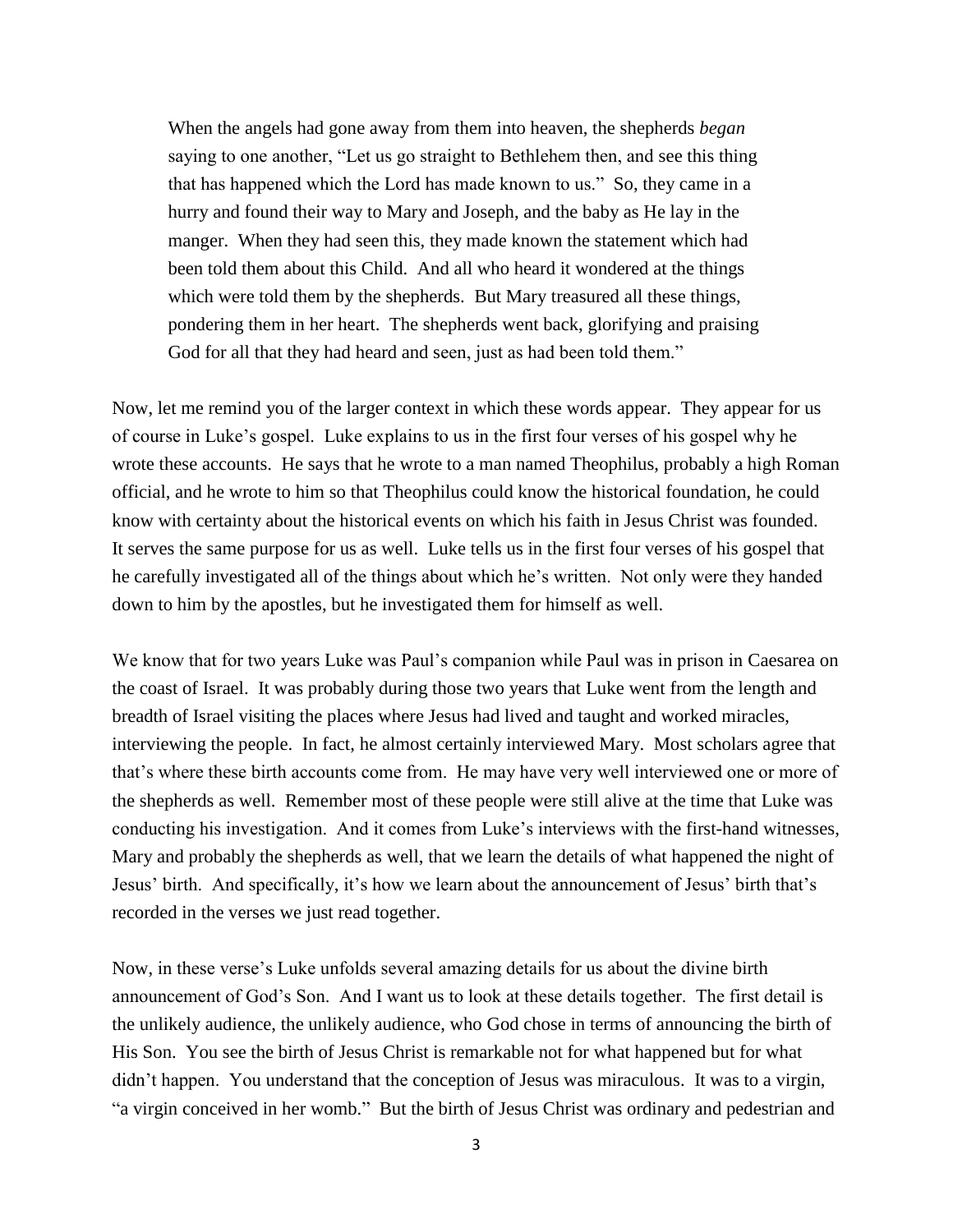> When the angels had gone away from them into heaven, the shepherds *began* saying to one another, "Let us go straight to Bethlehem then, and see this thing that has happened which the Lord has made known to us." So, they came in a hurry and found their way to Mary and Joseph, and the baby as He lay in the manger. When they had seen this, they made known the statement which had been told them about this Child. And all who heard it wondered at the things which were told them by the shepherds. But Mary treasured all these things, pondering them in her heart. The shepherds went back, glorifying and praising God for all that they had heard and seen, just as had been told them."

Now, let me remind you of the larger context in which these words appear. They appear for us of course in Luke's gospel. Luke explains to us in the first four verses of his gospel why he wrote these accounts. He says that he wrote to a man named Theophilus, probably a high Roman official, and he wrote to him so that Theophilus could know the historical foundation, he could know with certainty about the historical events on which his faith in Jesus Christ was founded. It serves the same purpose for us as well. Luke tells us in the first four verses of his gospel that he carefully investigated all of the things about which he's written. Not only were they handed down to him by the apostles, but he investigated them for himself as well.

We know that for two years Luke was Paul's companion while Paul was in prison in Caesarea on the coast of Israel. It was probably during those two years that Luke went from the length and breadth of Israel visiting the places where Jesus had lived and taught and worked miracles, interviewing the people. In fact, he almost certainly interviewed Mary. Most scholars agree that that's where these birth accounts come from. He may have very well interviewed one or more of the shepherds as well. Remember most of these people were still alive at the time that Luke was conducting his investigation. And it comes from Luke's interviews with the first-hand witnesses, Mary and probably the shepherds as well, that we learn the details of what happened the night of Jesus' birth. And specifically, it's how we learn about the announcement of Jesus' birth that's recorded in the verses we just read together.

Now, in these verse's Luke unfolds several amazing details for us about the divine birth announcement of God's Son. And I want us to look at these details together. The first detail is the unlikely audience, the unlikely audience, who God chose in terms of announcing the birth of His Son. You see the birth of Jesus Christ is remarkable not for what happened but for what didn't happen. You understand that the conception of Jesus was miraculous. It was to a virgin, "a virgin conceived in her womb." But the birth of Jesus Christ was ordinary and pedestrian and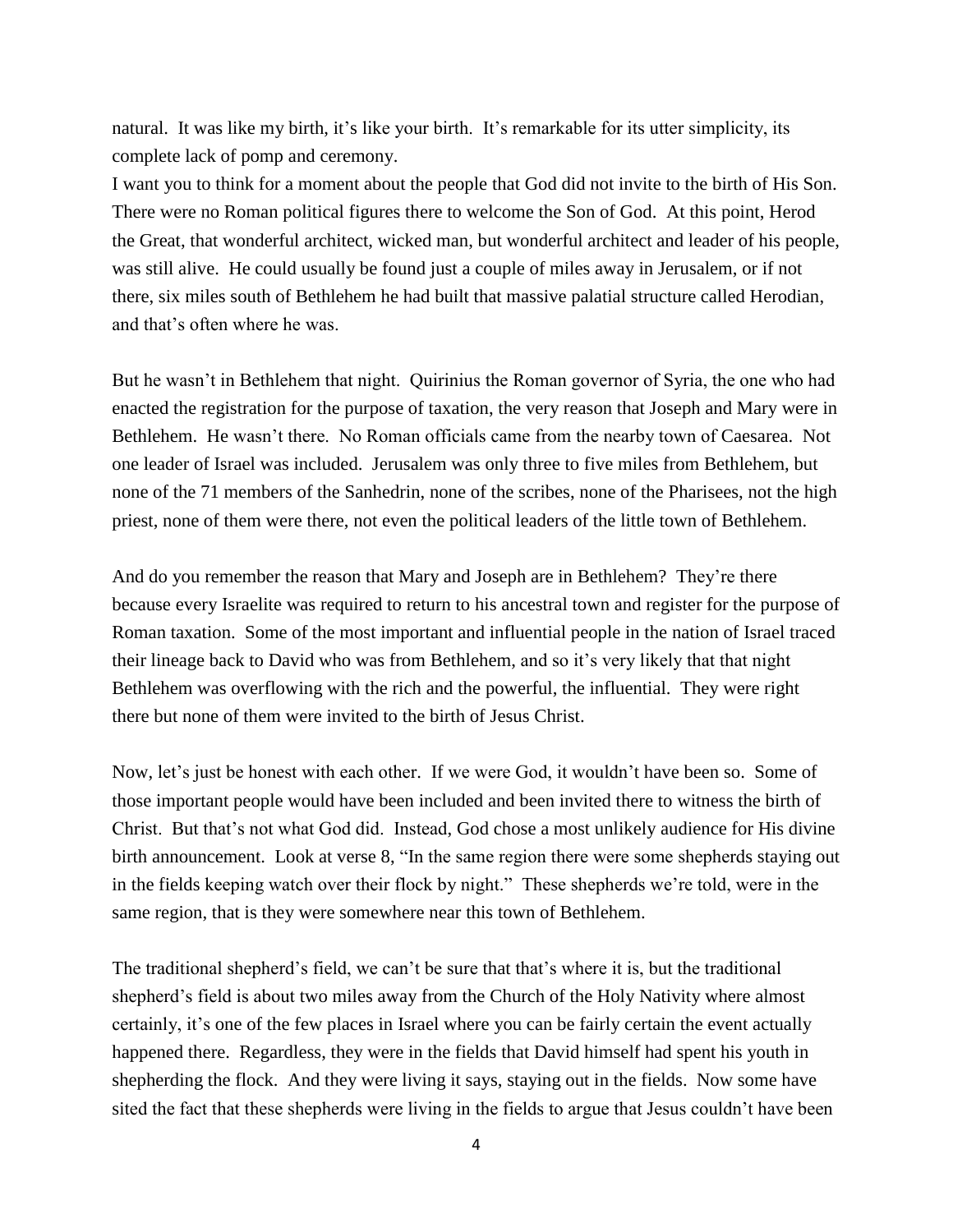natural. It was like my birth, it's like your birth. It's remarkable for its utter simplicity, its complete lack of pomp and ceremony.
I want you to think for a moment about the people that God did not invite to the birth of His Son. There were no Roman political figures there to welcome the Son of God. At this point, Herod the Great, that wonderful architect, wicked man, but wonderful architect and leader of his people, was still alive. He could usually be found just a couple of miles away in Jerusalem, or if not there, six miles south of Bethlehem he had built that massive palatial structure called Herodian, and that's often where he was.

But he wasn't in Bethlehem that night. Quirinius the Roman governor of Syria, the one who had enacted the registration for the purpose of taxation, the very reason that Joseph and Mary were in Bethlehem. He wasn't there. No Roman officials came from the nearby town of Caesarea. Not one leader of Israel was included. Jerusalem was only three to five miles from Bethlehem, but none of the 71 members of the Sanhedrin, none of the scribes, none of the Pharisees, not the high priest, none of them were there, not even the political leaders of the little town of Bethlehem.

And do you remember the reason that Mary and Joseph are in Bethlehem? They're there because every Israelite was required to return to his ancestral town and register for the purpose of Roman taxation. Some of the most important and influential people in the nation of Israel traced their lineage back to David who was from Bethlehem, and so it's very likely that that night Bethlehem was overflowing with the rich and the powerful, the influential. They were right there but none of them were invited to the birth of Jesus Christ.

Now, let's just be honest with each other. If we were God, it wouldn't have been so. Some of those important people would have been included and been invited there to witness the birth of Christ. But that's not what God did. Instead, God chose a most unlikely audience for His divine birth announcement. Look at verse 8, "In the same region there were some shepherds staying out in the fields keeping watch over their flock by night." These shepherds we're told, were in the same region, that is they were somewhere near this town of Bethlehem.

The traditional shepherd's field, we can't be sure that that's where it is, but the traditional shepherd's field is about two miles away from the Church of the Holy Nativity where almost certainly, it's one of the few places in Israel where you can be fairly certain the event actually happened there. Regardless, they were in the fields that David himself had spent his youth in shepherding the flock. And they were living it says, staying out in the fields. Now some have sited the fact that these shepherds were living in the fields to argue that Jesus couldn't have been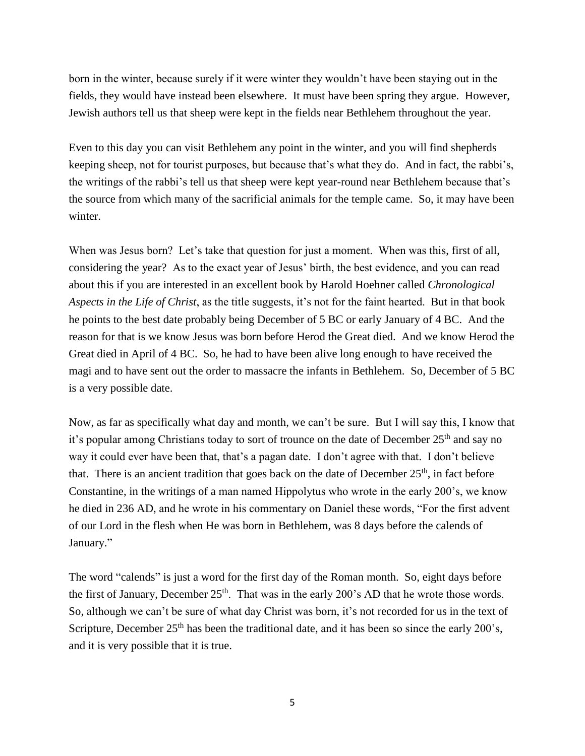born in the winter, because surely if it were winter they wouldn't have been staying out in the fields, they would have instead been elsewhere. It must have been spring they argue. However, Jewish authors tell us that sheep were kept in the fields near Bethlehem throughout the year.

Even to this day you can visit Bethlehem any point in the winter, and you will find shepherds keeping sheep, not for tourist purposes, but because that's what they do. And in fact, the rabbi's, the writings of the rabbi's tell us that sheep were kept year-round near Bethlehem because that's the source from which many of the sacrificial animals for the temple came. So, it may have been winter.

When was Jesus born? Let's take that question for just a moment. When was this, first of all, considering the year? As to the exact year of Jesus' birth, the best evidence, and you can read about this if you are interested in an excellent book by Harold Hoehner called *Chronological Aspects in the Life of Christ*, as the title suggests, it's not for the faint hearted. But in that book he points to the best date probably being December of 5 BC or early January of 4 BC. And the reason for that is we know Jesus was born before Herod the Great died. And we know Herod the Great died in April of 4 BC. So, he had to have been alive long enough to have received the magi and to have sent out the order to massacre the infants in Bethlehem. So, December of 5 BC is a very possible date.

Now, as far as specifically what day and month, we can't be sure. But I will say this, I know that it's popular among Christians today to sort of trounce on the date of December 25th and say no way it could ever have been that, that's a pagan date. I don't agree with that. I don't believe that. There is an ancient tradition that goes back on the date of December 25th, in fact before Constantine, in the writings of a man named Hippolytus who wrote in the early 200's, we know he died in 236 AD, and he wrote in his commentary on Daniel these words, "For the first advent of our Lord in the flesh when He was born in Bethlehem, was 8 days before the calends of January."

The word "calends" is just a word for the first day of the Roman month. So, eight days before the first of January, December 25th. That was in the early 200's AD that he wrote those words. So, although we can't be sure of what day Christ was born, it's not recorded for us in the text of Scripture, December 25th has been the traditional date, and it has been so since the early 200's, and it is very possible that it is true.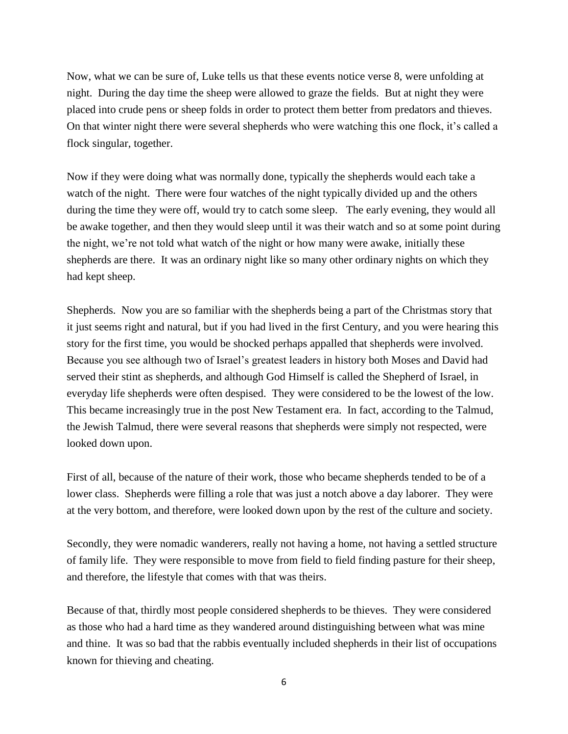Now, what we can be sure of, Luke tells us that these events notice verse 8, were unfolding at night. During the day time the sheep were allowed to graze the fields. But at night they were placed into crude pens or sheep folds in order to protect them better from predators and thieves. On that winter night there were several shepherds who were watching this one flock, it's called a flock singular, together.

Now if they were doing what was normally done, typically the shepherds would each take a watch of the night. There were four watches of the night typically divided up and the others during the time they were off, would try to catch some sleep. The early evening, they would all be awake together, and then they would sleep until it was their watch and so at some point during the night, we're not told what watch of the night or how many were awake, initially these shepherds are there. It was an ordinary night like so many other ordinary nights on which they had kept sheep.

Shepherds. Now you are so familiar with the shepherds being a part of the Christmas story that it just seems right and natural, but if you had lived in the first Century, and you were hearing this story for the first time, you would be shocked perhaps appalled that shepherds were involved. Because you see although two of Israel's greatest leaders in history both Moses and David had served their stint as shepherds, and although God Himself is called the Shepherd of Israel, in everyday life shepherds were often despised. They were considered to be the lowest of the low. This became increasingly true in the post New Testament era. In fact, according to the Talmud, the Jewish Talmud, there were several reasons that shepherds were simply not respected, were looked down upon.

First of all, because of the nature of their work, those who became shepherds tended to be of a lower class. Shepherds were filling a role that was just a notch above a day laborer. They were at the very bottom, and therefore, were looked down upon by the rest of the culture and society.

Secondly, they were nomadic wanderers, really not having a home, not having a settled structure of family life. They were responsible to move from field to field finding pasture for their sheep, and therefore, the lifestyle that comes with that was theirs.

Because of that, thirdly most people considered shepherds to be thieves. They were considered as those who had a hard time as they wandered around distinguishing between what was mine and thine. It was so bad that the rabbis eventually included shepherds in their list of occupations known for thieving and cheating.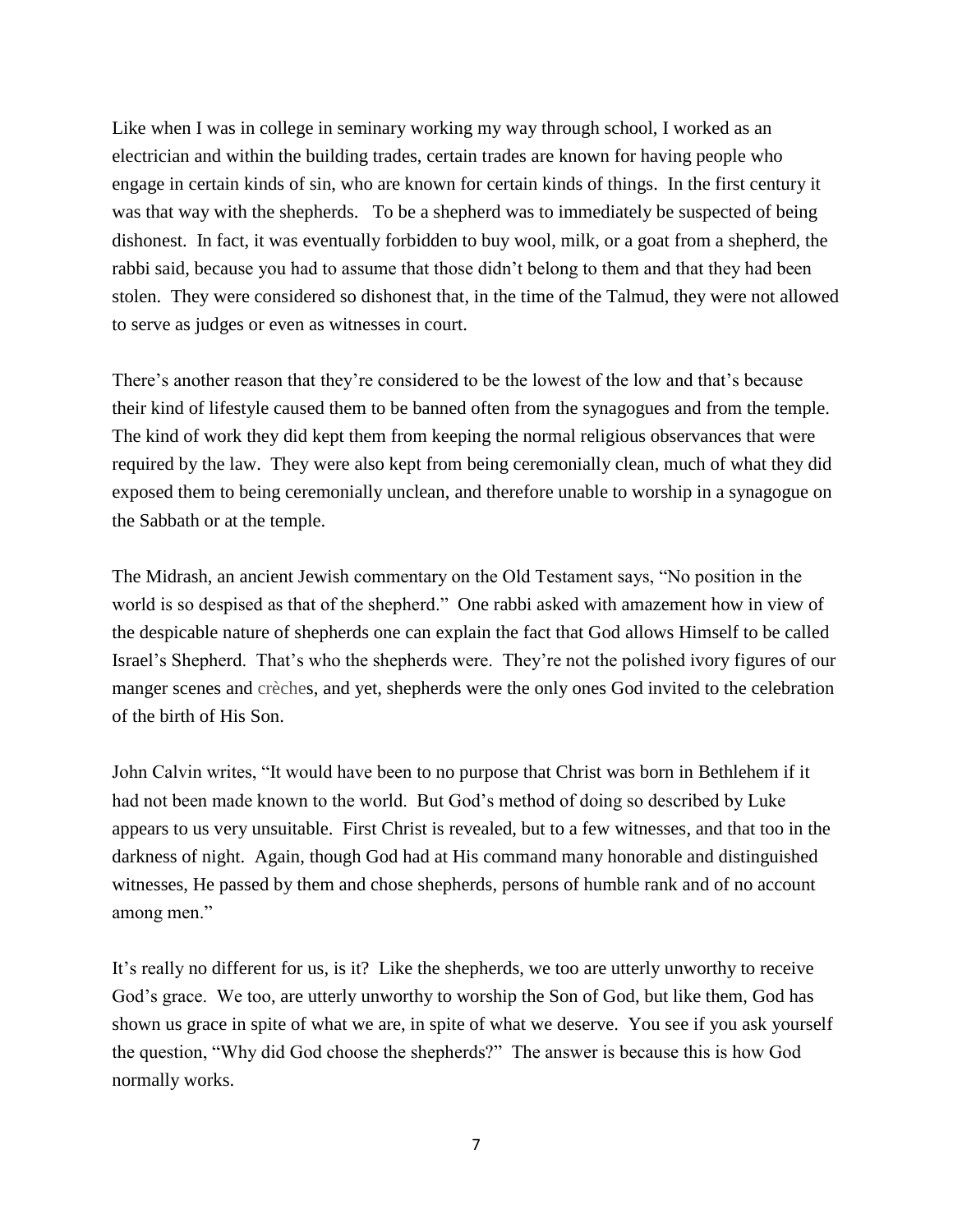Like when I was in college in seminary working my way through school, I worked as an electrician and within the building trades, certain trades are known for having people who engage in certain kinds of sin, who are known for certain kinds of things. In the first century it was that way with the shepherds. To be a shepherd was to immediately be suspected of being dishonest. In fact, it was eventually forbidden to buy wool, milk, or a goat from a shepherd, the rabbi said, because you had to assume that those didn't belong to them and that they had been stolen. They were considered so dishonest that, in the time of the Talmud, they were not allowed to serve as judges or even as witnesses in court.

There's another reason that they're considered to be the lowest of the low and that's because their kind of lifestyle caused them to be banned often from the synagogues and from the temple. The kind of work they did kept them from keeping the normal religious observances that were required by the law. They were also kept from being ceremonially clean, much of what they did exposed them to being ceremonially unclean, and therefore unable to worship in a synagogue on the Sabbath or at the temple.

The Midrash, an ancient Jewish commentary on the Old Testament says, "No position in the world is so despised as that of the shepherd." One rabbi asked with amazement how in view of the despicable nature of shepherds one can explain the fact that God allows Himself to be called Israel's Shepherd. That's who the shepherds were. They're not the polished ivory figures of our manger scenes and crèches, and yet, shepherds were the only ones God invited to the celebration of the birth of His Son.

John Calvin writes, "It would have been to no purpose that Christ was born in Bethlehem if it had not been made known to the world. But God's method of doing so described by Luke appears to us very unsuitable. First Christ is revealed, but to a few witnesses, and that too in the darkness of night. Again, though God had at His command many honorable and distinguished witnesses, He passed by them and chose shepherds, persons of humble rank and of no account among men."

It's really no different for us, is it? Like the shepherds, we too are utterly unworthy to receive God's grace. We too, are utterly unworthy to worship the Son of God, but like them, God has shown us grace in spite of what we are, in spite of what we deserve. You see if you ask yourself the question, "Why did God choose the shepherds?" The answer is because this is how God normally works.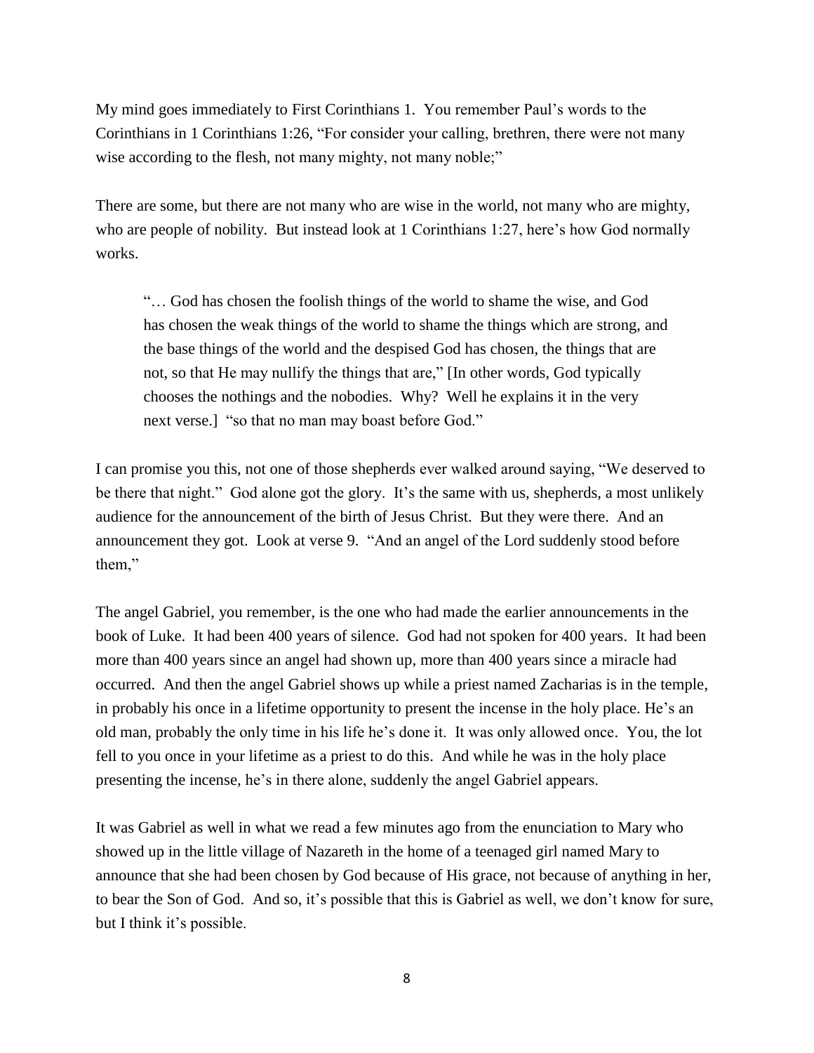My mind goes immediately to First Corinthians 1. You remember Paul's words to the Corinthians in 1 Corinthians 1:26, "For consider your calling, brethren, there were not many wise according to the flesh, not many mighty, not many noble;"

There are some, but there are not many who are wise in the world, not many who are mighty, who are people of nobility. But instead look at 1 Corinthians 1:27, here's how God normally works.

> "… God has chosen the foolish things of the world to shame the wise, and God has chosen the weak things of the world to shame the things which are strong, and the base things of the world and the despised God has chosen, the things that are not, so that He may nullify the things that are," [In other words, God typically chooses the nothings and the nobodies. Why? Well he explains it in the very next verse.] "so that no man may boast before God."

I can promise you this, not one of those shepherds ever walked around saying, "We deserved to be there that night." God alone got the glory. It's the same with us, shepherds, a most unlikely audience for the announcement of the birth of Jesus Christ. But they were there. And an announcement they got. Look at verse 9. "And an angel of the Lord suddenly stood before them,"

The angel Gabriel, you remember, is the one who had made the earlier announcements in the book of Luke. It had been 400 years of silence. God had not spoken for 400 years. It had been more than 400 years since an angel had shown up, more than 400 years since a miracle had occurred. And then the angel Gabriel shows up while a priest named Zacharias is in the temple, in probably his once in a lifetime opportunity to present the incense in the holy place. He's an old man, probably the only time in his life he's done it. It was only allowed once. You, the lot fell to you once in your lifetime as a priest to do this. And while he was in the holy place presenting the incense, he's in there alone, suddenly the angel Gabriel appears.

It was Gabriel as well in what we read a few minutes ago from the enunciation to Mary who showed up in the little village of Nazareth in the home of a teenaged girl named Mary to announce that she had been chosen by God because of His grace, not because of anything in her, to bear the Son of God. And so, it's possible that this is Gabriel as well, we don't know for sure, but I think it's possible.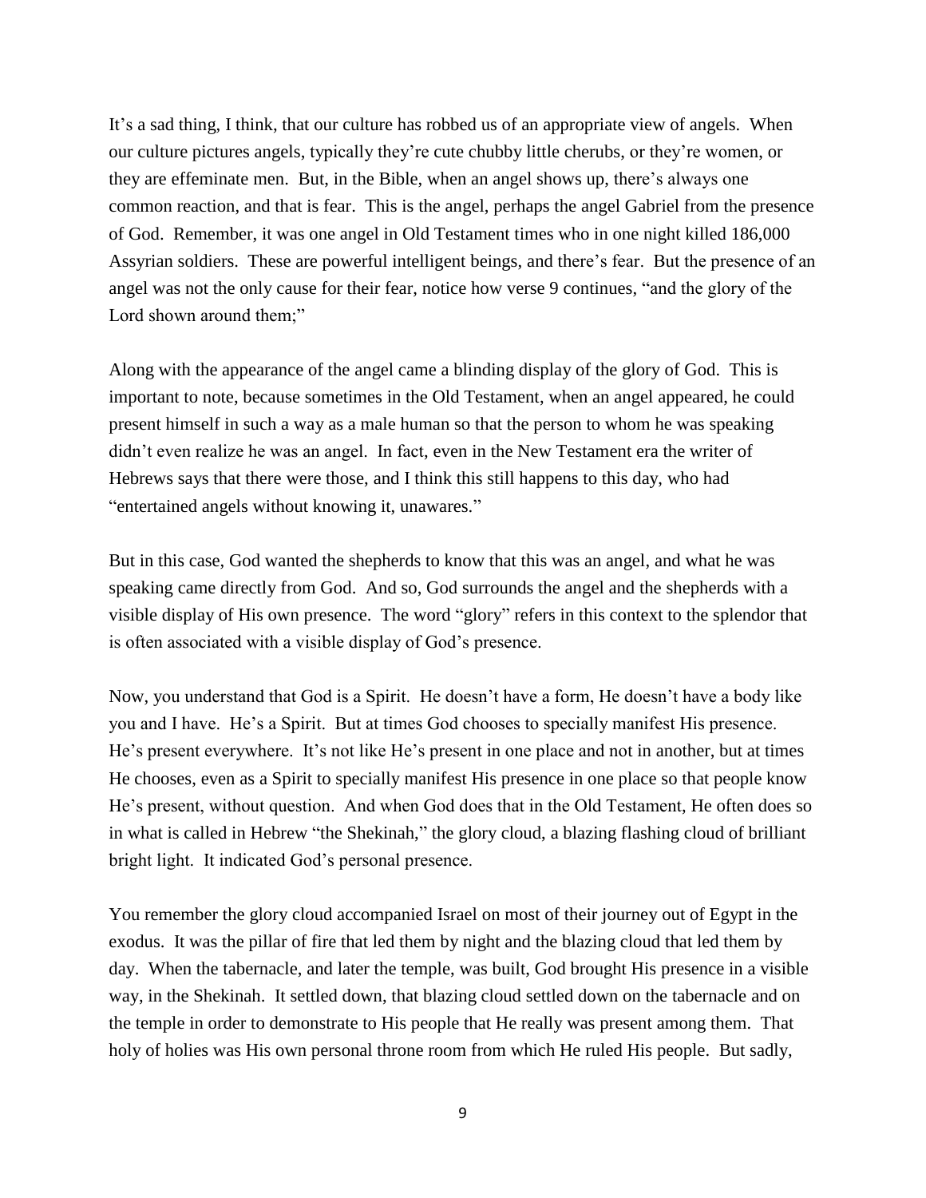It's a sad thing, I think, that our culture has robbed us of an appropriate view of angels. When our culture pictures angels, typically they're cute chubby little cherubs, or they're women, or they are effeminate men. But, in the Bible, when an angel shows up, there's always one common reaction, and that is fear. This is the angel, perhaps the angel Gabriel from the presence of God. Remember, it was one angel in Old Testament times who in one night killed 186,000 Assyrian soldiers. These are powerful intelligent beings, and there's fear. But the presence of an angel was not the only cause for their fear, notice how verse 9 continues, "and the glory of the Lord shown around them;"

Along with the appearance of the angel came a blinding display of the glory of God. This is important to note, because sometimes in the Old Testament, when an angel appeared, he could present himself in such a way as a male human so that the person to whom he was speaking didn't even realize he was an angel. In fact, even in the New Testament era the writer of Hebrews says that there were those, and I think this still happens to this day, who had "entertained angels without knowing it, unawares."

But in this case, God wanted the shepherds to know that this was an angel, and what he was speaking came directly from God. And so, God surrounds the angel and the shepherds with a visible display of His own presence. The word "glory" refers in this context to the splendor that is often associated with a visible display of God's presence.

Now, you understand that God is a Spirit. He doesn't have a form, He doesn't have a body like you and I have. He's a Spirit. But at times God chooses to specially manifest His presence. He's present everywhere. It's not like He's present in one place and not in another, but at times He chooses, even as a Spirit to specially manifest His presence in one place so that people know He's present, without question. And when God does that in the Old Testament, He often does so in what is called in Hebrew "the Shekinah," the glory cloud, a blazing flashing cloud of brilliant bright light. It indicated God's personal presence.

You remember the glory cloud accompanied Israel on most of their journey out of Egypt in the exodus. It was the pillar of fire that led them by night and the blazing cloud that led them by day. When the tabernacle, and later the temple, was built, God brought His presence in a visible way, in the Shekinah. It settled down, that blazing cloud settled down on the tabernacle and on the temple in order to demonstrate to His people that He really was present among them. That holy of holies was His own personal throne room from which He ruled His people. But sadly,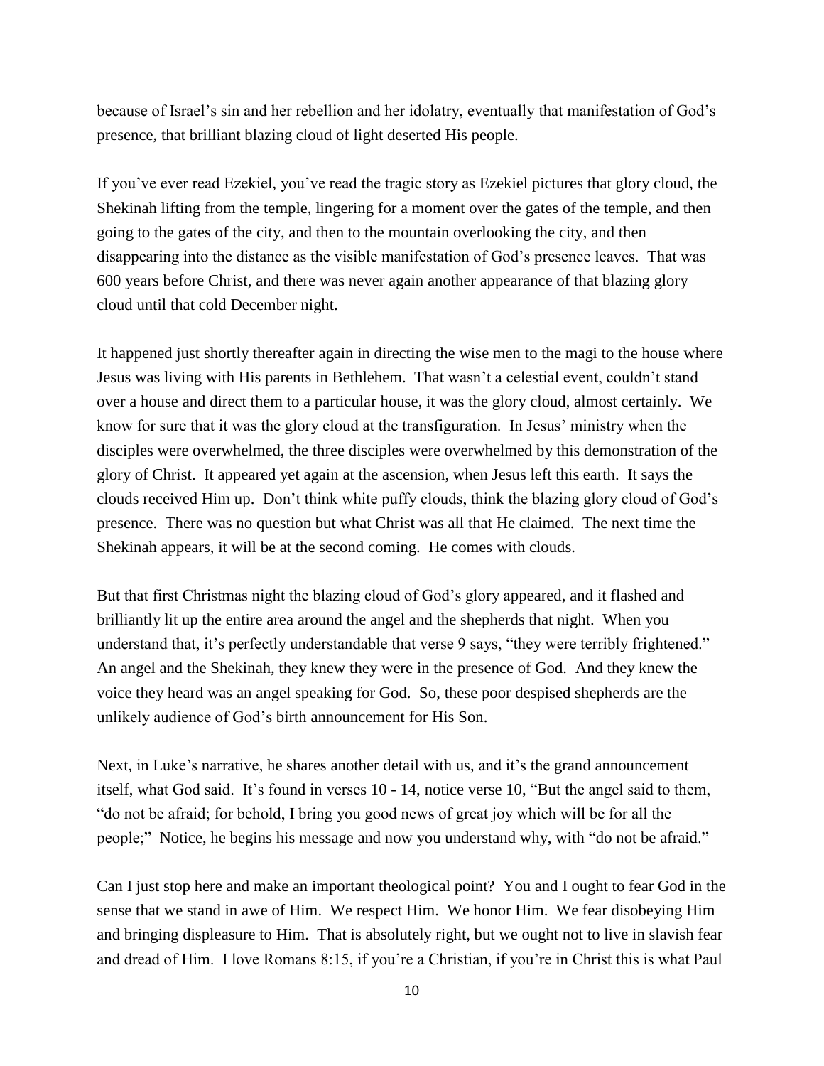because of Israel's sin and her rebellion and her idolatry, eventually that manifestation of God's presence, that brilliant blazing cloud of light deserted His people.

If you've ever read Ezekiel, you've read the tragic story as Ezekiel pictures that glory cloud, the Shekinah lifting from the temple, lingering for a moment over the gates of the temple, and then going to the gates of the city, and then to the mountain overlooking the city, and then disappearing into the distance as the visible manifestation of God's presence leaves. That was 600 years before Christ, and there was never again another appearance of that blazing glory cloud until that cold December night.

It happened just shortly thereafter again in directing the wise men to the magi to the house where Jesus was living with His parents in Bethlehem. That wasn't a celestial event, couldn't stand over a house and direct them to a particular house, it was the glory cloud, almost certainly. We know for sure that it was the glory cloud at the transfiguration. In Jesus' ministry when the disciples were overwhelmed, the three disciples were overwhelmed by this demonstration of the glory of Christ. It appeared yet again at the ascension, when Jesus left this earth. It says the clouds received Him up. Don't think white puffy clouds, think the blazing glory cloud of God's presence. There was no question but what Christ was all that He claimed. The next time the Shekinah appears, it will be at the second coming. He comes with clouds.

But that first Christmas night the blazing cloud of God's glory appeared, and it flashed and brilliantly lit up the entire area around the angel and the shepherds that night. When you understand that, it's perfectly understandable that verse 9 says, "they were terribly frightened." An angel and the Shekinah, they knew they were in the presence of God. And they knew the voice they heard was an angel speaking for God. So, these poor despised shepherds are the unlikely audience of God's birth announcement for His Son.

Next, in Luke's narrative, he shares another detail with us, and it's the grand announcement itself, what God said. It's found in verses 10 - 14, notice verse 10, "But the angel said to them, "do not be afraid; for behold, I bring you good news of great joy which will be for all the people;" Notice, he begins his message and now you understand why, with "do not be afraid."

Can I just stop here and make an important theological point? You and I ought to fear God in the sense that we stand in awe of Him. We respect Him. We honor Him. We fear disobeying Him and bringing displeasure to Him. That is absolutely right, but we ought not to live in slavish fear and dread of Him. I love Romans 8:15, if you're a Christian, if you're in Christ this is what Paul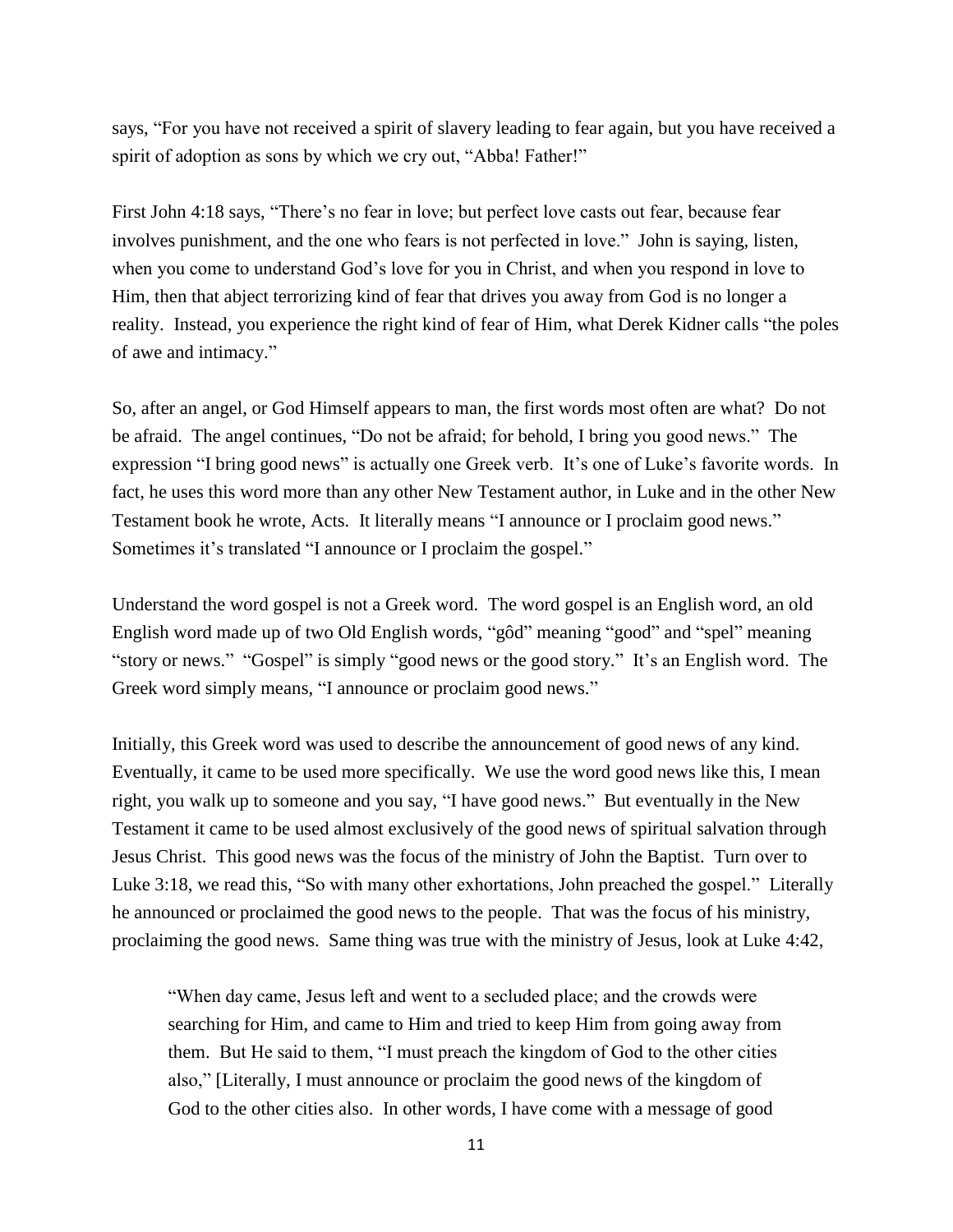says, "For you have not received a spirit of slavery leading to fear again, but you have received a spirit of adoption as sons by which we cry out, "Abba! Father!"

First John 4:18 says, "There's no fear in love; but perfect love casts out fear, because fear involves punishment, and the one who fears is not perfected in love." John is saying, listen, when you come to understand God's love for you in Christ, and when you respond in love to Him, then that abject terrorizing kind of fear that drives you away from God is no longer a reality. Instead, you experience the right kind of fear of Him, what Derek Kidner calls "the poles of awe and intimacy."

So, after an angel, or God Himself appears to man, the first words most often are what? Do not be afraid. The angel continues, "Do not be afraid; for behold, I bring you good news." The expression "I bring good news" is actually one Greek verb. It's one of Luke's favorite words. In fact, he uses this word more than any other New Testament author, in Luke and in the other New Testament book he wrote, Acts. It literally means "I announce or I proclaim good news." Sometimes it's translated "I announce or I proclaim the gospel."

Understand the word gospel is not a Greek word. The word gospel is an English word, an old English word made up of two Old English words, "gôd" meaning "good" and "spel" meaning "story or news." "Gospel" is simply "good news or the good story." It's an English word. The Greek word simply means, "I announce or proclaim good news."

Initially, this Greek word was used to describe the announcement of good news of any kind. Eventually, it came to be used more specifically. We use the word good news like this, I mean right, you walk up to someone and you say, "I have good news." But eventually in the New Testament it came to be used almost exclusively of the good news of spiritual salvation through Jesus Christ. This good news was the focus of the ministry of John the Baptist. Turn over to Luke 3:18, we read this, "So with many other exhortations, John preached the gospel." Literally he announced or proclaimed the good news to the people. That was the focus of his ministry, proclaiming the good news. Same thing was true with the ministry of Jesus, look at Luke 4:42,

> "When day came, Jesus left and went to a secluded place; and the crowds were searching for Him, and came to Him and tried to keep Him from going away from them. But He said to them, "I must preach the kingdom of God to the other cities also," [Literally, I must announce or proclaim the good news of the kingdom of God to the other cities also. In other words, I have come with a message of good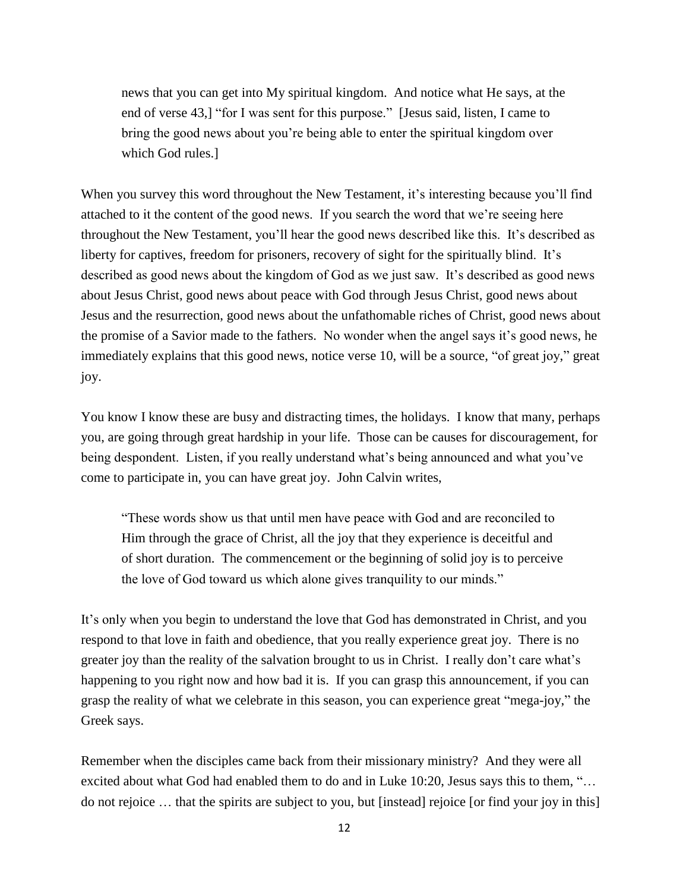> news that you can get into My spiritual kingdom. And notice what He says, at the end of verse 43,] "for I was sent for this purpose." [Jesus said, listen, I came to bring the good news about you're being able to enter the spiritual kingdom over which God rules.]

When you survey this word throughout the New Testament, it's interesting because you'll find attached to it the content of the good news. If you search the word that we're seeing here throughout the New Testament, you'll hear the good news described like this. It's described as liberty for captives, freedom for prisoners, recovery of sight for the spiritually blind. It's described as good news about the kingdom of God as we just saw. It's described as good news about Jesus Christ, good news about peace with God through Jesus Christ, good news about Jesus and the resurrection, good news about the unfathomable riches of Christ, good news about the promise of a Savior made to the fathers. No wonder when the angel says it's good news, he immediately explains that this good news, notice verse 10, will be a source, "of great joy," great joy.

You know I know these are busy and distracting times, the holidays. I know that many, perhaps you, are going through great hardship in your life. Those can be causes for discouragement, for being despondent. Listen, if you really understand what's being announced and what you've come to participate in, you can have great joy. John Calvin writes,

> "These words show us that until men have peace with God and are reconciled to Him through the grace of Christ, all the joy that they experience is deceitful and of short duration. The commencement or the beginning of solid joy is to perceive the love of God toward us which alone gives tranquility to our minds."

It's only when you begin to understand the love that God has demonstrated in Christ, and you respond to that love in faith and obedience, that you really experience great joy. There is no greater joy than the reality of the salvation brought to us in Christ. I really don't care what's happening to you right now and how bad it is. If you can grasp this announcement, if you can grasp the reality of what we celebrate in this season, you can experience great "mega-joy," the Greek says.

Remember when the disciples came back from their missionary ministry? And they were all excited about what God had enabled them to do and in Luke 10:20, Jesus says this to them, "… do not rejoice … that the spirits are subject to you, but [instead] rejoice [or find your joy in this]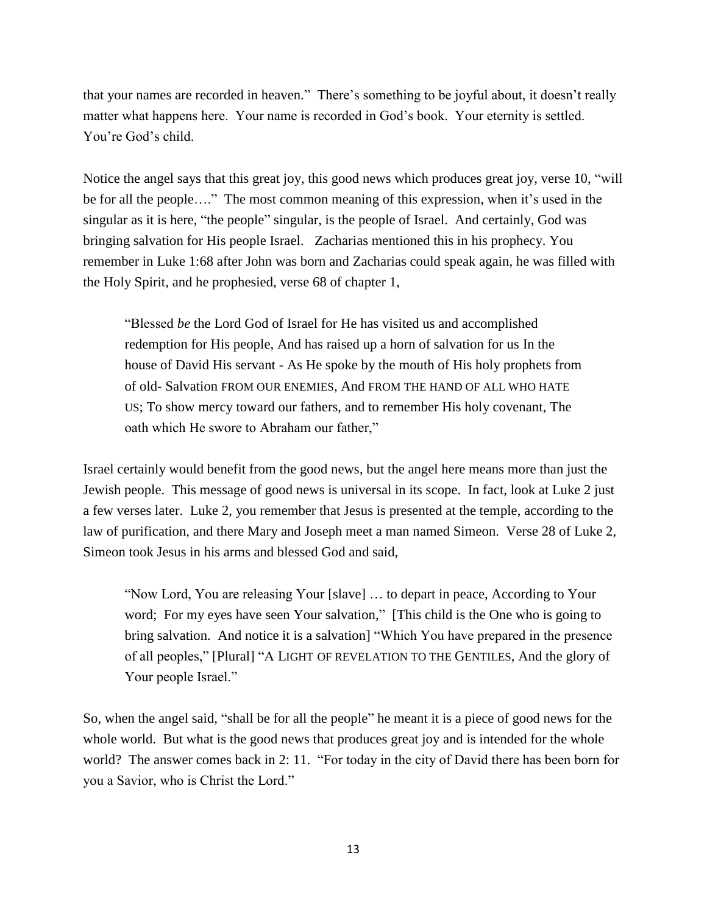that your names are recorded in heaven." There's something to be joyful about, it doesn't really matter what happens here. Your name is recorded in God's book. Your eternity is settled. You're God's child.

Notice the angel says that this great joy, this good news which produces great joy, verse 10, "will be for all the people…." The most common meaning of this expression, when it's used in the singular as it is here, "the people" singular, is the people of Israel. And certainly, God was bringing salvation for His people Israel. Zacharias mentioned this in his prophecy. You remember in Luke 1:68 after John was born and Zacharias could speak again, he was filled with the Holy Spirit, and he prophesied, verse 68 of chapter 1,

> "Blessed *be* the Lord God of Israel for He has visited us and accomplished redemption for His people, And has raised up a horn of salvation for us In the house of David His servant - As He spoke by the mouth of His holy prophets from of old- Salvation FROM OUR ENEMIES, And FROM THE HAND OF ALL WHO HATE US; To show mercy toward our fathers, and to remember His holy covenant, The oath which He swore to Abraham our father,"

Israel certainly would benefit from the good news, but the angel here means more than just the Jewish people. This message of good news is universal in its scope. In fact, look at Luke 2 just a few verses later. Luke 2, you remember that Jesus is presented at the temple, according to the law of purification, and there Mary and Joseph meet a man named Simeon. Verse 28 of Luke 2, Simeon took Jesus in his arms and blessed God and said,

> "Now Lord, You are releasing Your [slave] … to depart in peace, According to Your word; For my eyes have seen Your salvation," [This child is the One who is going to bring salvation. And notice it is a salvation] "Which You have prepared in the presence of all peoples," [Plural] "A LIGHT OF REVELATION TO THE GENTILES, And the glory of Your people Israel."

So, when the angel said, "shall be for all the people" he meant it is a piece of good news for the whole world. But what is the good news that produces great joy and is intended for the whole world? The answer comes back in 2: 11. "For today in the city of David there has been born for you a Savior, who is Christ the Lord."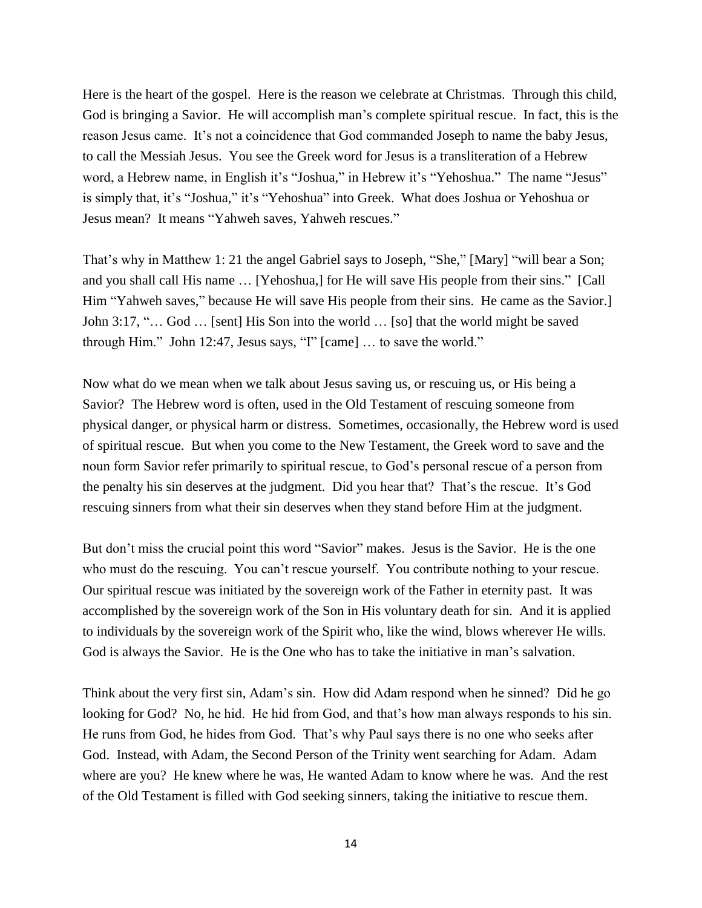Here is the heart of the gospel. Here is the reason we celebrate at Christmas. Through this child, God is bringing a Savior. He will accomplish man's complete spiritual rescue. In fact, this is the reason Jesus came. It's not a coincidence that God commanded Joseph to name the baby Jesus, to call the Messiah Jesus. You see the Greek word for Jesus is a transliteration of a Hebrew word, a Hebrew name, in English it's "Joshua," in Hebrew it's "Yehoshua." The name "Jesus" is simply that, it's "Joshua," it's "Yehoshua" into Greek. What does Joshua or Yehoshua or Jesus mean? It means "Yahweh saves, Yahweh rescues."

That's why in Matthew 1: 21 the angel Gabriel says to Joseph, "She," [Mary] "will bear a Son; and you shall call His name … [Yehoshua,] for He will save His people from their sins." [Call Him "Yahweh saves," because He will save His people from their sins. He came as the Savior.] John 3:17, "… God … [sent] His Son into the world … [so] that the world might be saved through Him." John 12:47, Jesus says, "I" [came] … to save the world."

Now what do we mean when we talk about Jesus saving us, or rescuing us, or His being a Savior? The Hebrew word is often, used in the Old Testament of rescuing someone from physical danger, or physical harm or distress. Sometimes, occasionally, the Hebrew word is used of spiritual rescue. But when you come to the New Testament, the Greek word to save and the noun form Savior refer primarily to spiritual rescue, to God's personal rescue of a person from the penalty his sin deserves at the judgment. Did you hear that? That's the rescue. It's God rescuing sinners from what their sin deserves when they stand before Him at the judgment.

But don't miss the crucial point this word "Savior" makes. Jesus is the Savior. He is the one who must do the rescuing. You can't rescue yourself. You contribute nothing to your rescue. Our spiritual rescue was initiated by the sovereign work of the Father in eternity past. It was accomplished by the sovereign work of the Son in His voluntary death for sin. And it is applied to individuals by the sovereign work of the Spirit who, like the wind, blows wherever He wills. God is always the Savior. He is the One who has to take the initiative in man's salvation.

Think about the very first sin, Adam's sin. How did Adam respond when he sinned? Did he go looking for God? No, he hid. He hid from God, and that's how man always responds to his sin. He runs from God, he hides from God. That's why Paul says there is no one who seeks after God. Instead, with Adam, the Second Person of the Trinity went searching for Adam. Adam where are you? He knew where he was, He wanted Adam to know where he was. And the rest of the Old Testament is filled with God seeking sinners, taking the initiative to rescue them.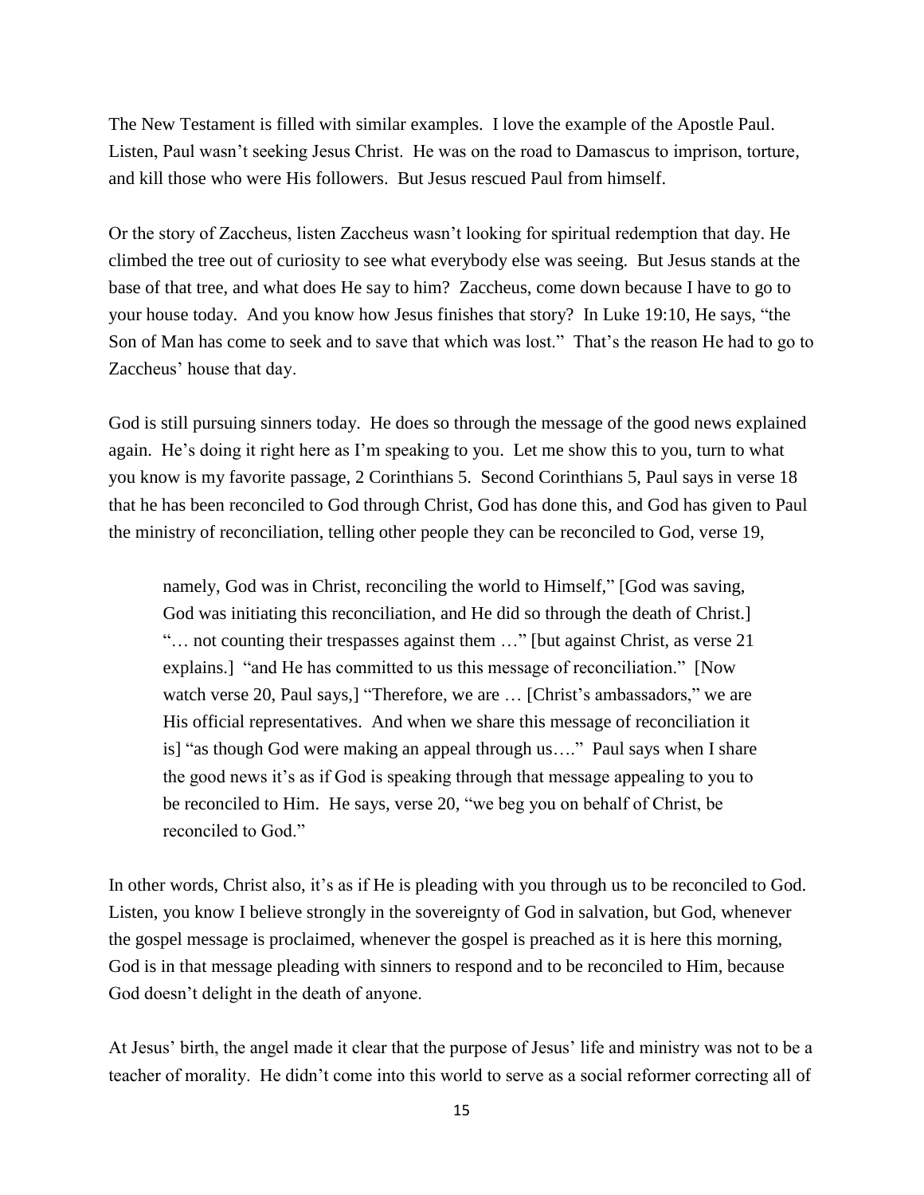The New Testament is filled with similar examples. I love the example of the Apostle Paul. Listen, Paul wasn't seeking Jesus Christ. He was on the road to Damascus to imprison, torture, and kill those who were His followers. But Jesus rescued Paul from himself.

Or the story of Zaccheus, listen Zaccheus wasn't looking for spiritual redemption that day. He climbed the tree out of curiosity to see what everybody else was seeing. But Jesus stands at the base of that tree, and what does He say to him? Zaccheus, come down because I have to go to your house today. And you know how Jesus finishes that story? In Luke 19:10, He says, "the Son of Man has come to seek and to save that which was lost." That's the reason He had to go to Zaccheus' house that day.

God is still pursuing sinners today. He does so through the message of the good news explained again. He's doing it right here as I'm speaking to you. Let me show this to you, turn to what you know is my favorite passage, 2 Corinthians 5. Second Corinthians 5, Paul says in verse 18 that he has been reconciled to God through Christ, God has done this, and God has given to Paul the ministry of reconciliation, telling other people they can be reconciled to God, verse 19,

> namely, God was in Christ, reconciling the world to Himself," [God was saving, God was initiating this reconciliation, and He did so through the death of Christ.] "… not counting their trespasses against them …" [but against Christ, as verse 21 explains.] "and He has committed to us this message of reconciliation." [Now watch verse 20, Paul says,] "Therefore, we are … [Christ's ambassadors," we are His official representatives. And when we share this message of reconciliation it is] "as though God were making an appeal through us…." Paul says when I share the good news it's as if God is speaking through that message appealing to you to be reconciled to Him. He says, verse 20, "we beg you on behalf of Christ, be reconciled to God."

In other words, Christ also, it's as if He is pleading with you through us to be reconciled to God. Listen, you know I believe strongly in the sovereignty of God in salvation, but God, whenever the gospel message is proclaimed, whenever the gospel is preached as it is here this morning, God is in that message pleading with sinners to respond and to be reconciled to Him, because God doesn't delight in the death of anyone.

At Jesus' birth, the angel made it clear that the purpose of Jesus' life and ministry was not to be a teacher of morality. He didn't come into this world to serve as a social reformer correcting all of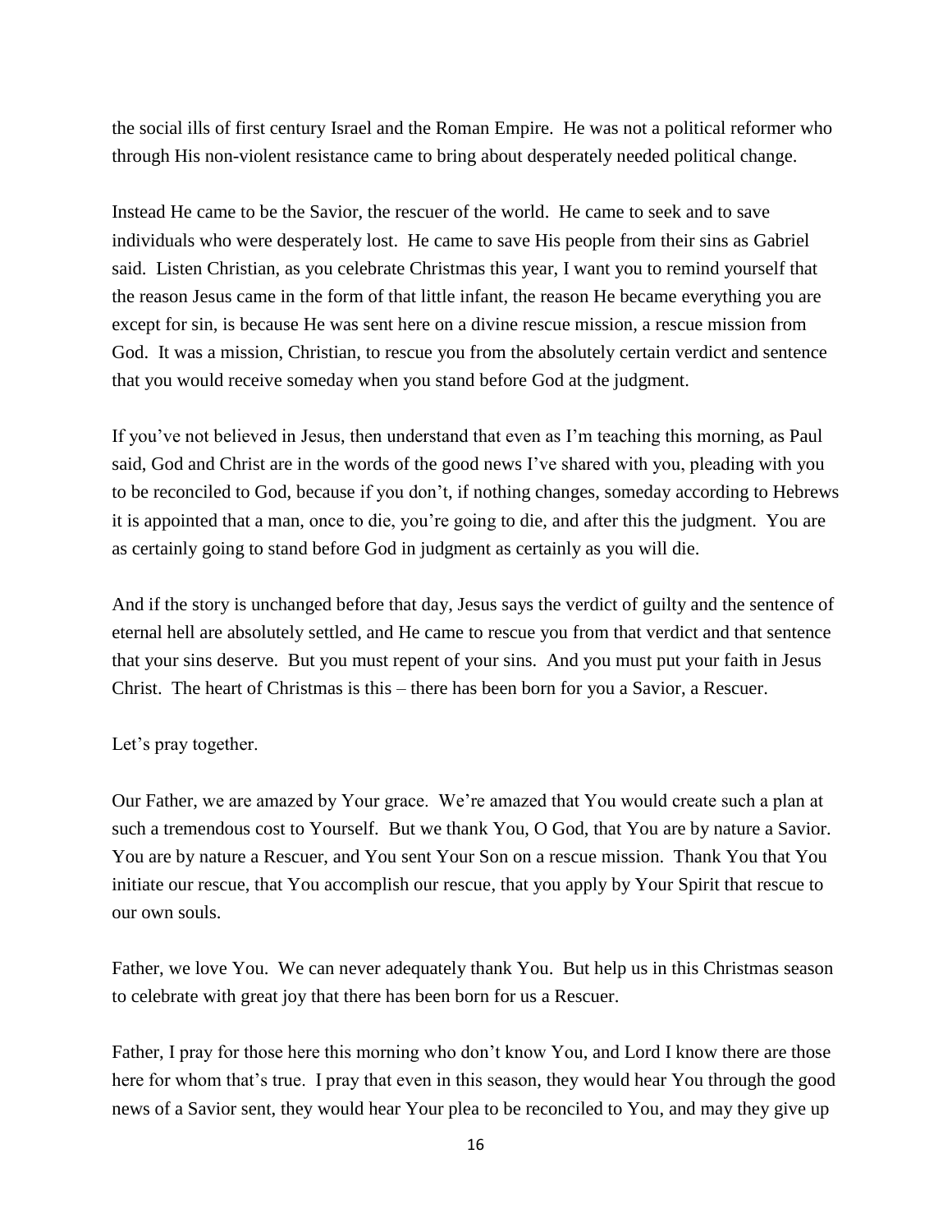the social ills of first century Israel and the Roman Empire. He was not a political reformer who through His non-violent resistance came to bring about desperately needed political change.

Instead He came to be the Savior, the rescuer of the world. He came to seek and to save individuals who were desperately lost. He came to save His people from their sins as Gabriel said. Listen Christian, as you celebrate Christmas this year, I want you to remind yourself that the reason Jesus came in the form of that little infant, the reason He became everything you are except for sin, is because He was sent here on a divine rescue mission, a rescue mission from God. It was a mission, Christian, to rescue you from the absolutely certain verdict and sentence that you would receive someday when you stand before God at the judgment.

If you've not believed in Jesus, then understand that even as I'm teaching this morning, as Paul said, God and Christ are in the words of the good news I've shared with you, pleading with you to be reconciled to God, because if you don't, if nothing changes, someday according to Hebrews it is appointed that a man, once to die, you're going to die, and after this the judgment. You are as certainly going to stand before God in judgment as certainly as you will die.

And if the story is unchanged before that day, Jesus says the verdict of guilty and the sentence of eternal hell are absolutely settled, and He came to rescue you from that verdict and that sentence that your sins deserve. But you must repent of your sins. And you must put your faith in Jesus Christ. The heart of Christmas is this – there has been born for you a Savior, a Rescuer.

Let's pray together.

Our Father, we are amazed by Your grace. We're amazed that You would create such a plan at such a tremendous cost to Yourself. But we thank You, O God, that You are by nature a Savior. You are by nature a Rescuer, and You sent Your Son on a rescue mission. Thank You that You initiate our rescue, that You accomplish our rescue, that you apply by Your Spirit that rescue to our own souls.

Father, we love You. We can never adequately thank You. But help us in this Christmas season to celebrate with great joy that there has been born for us a Rescuer.

Father, I pray for those here this morning who don't know You, and Lord I know there are those here for whom that's true. I pray that even in this season, they would hear You through the good news of a Savior sent, they would hear Your plea to be reconciled to You, and may they give up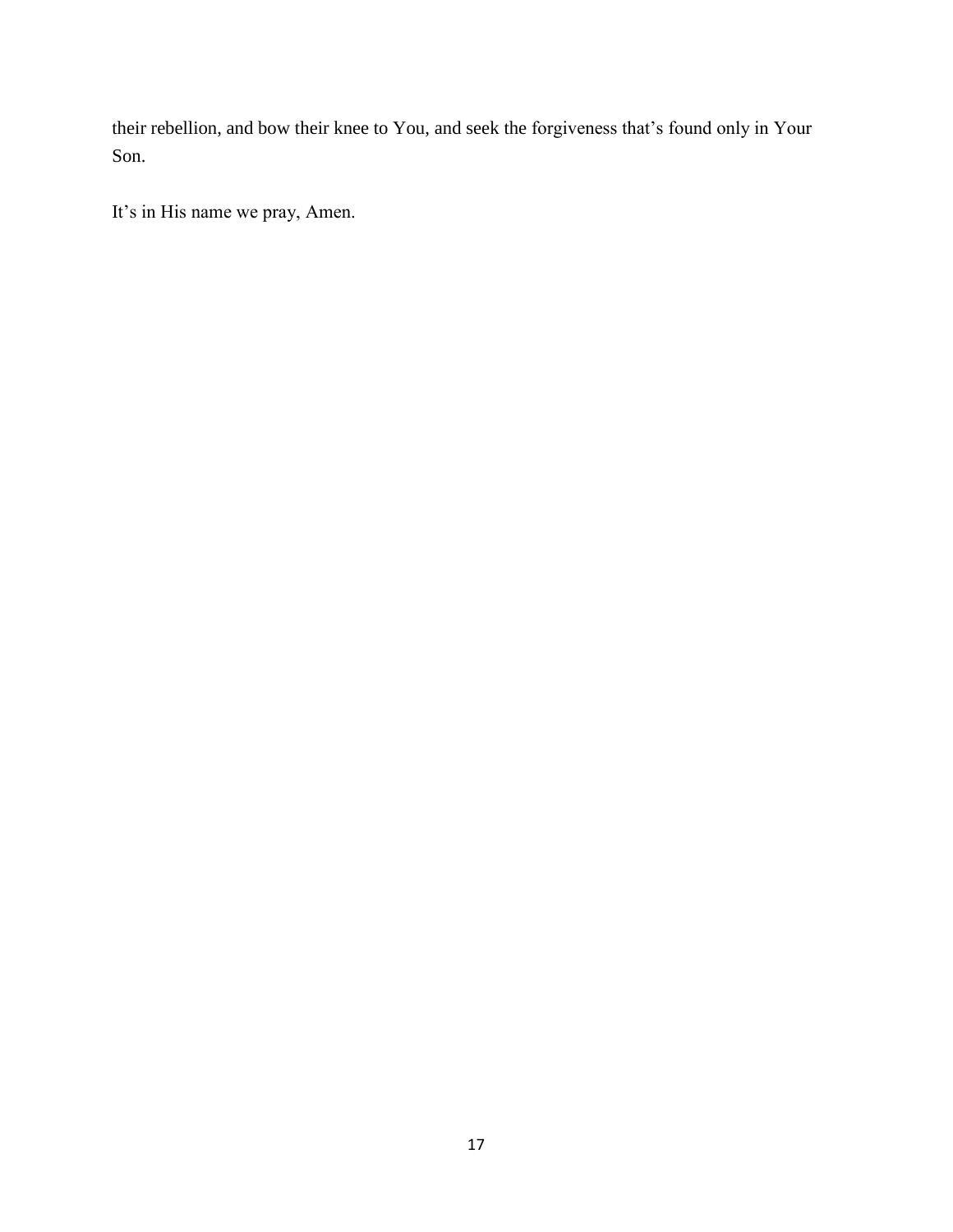their rebellion, and bow their knee to You, and seek the forgiveness that's found only in Your Son.

It's in His name we pray, Amen.